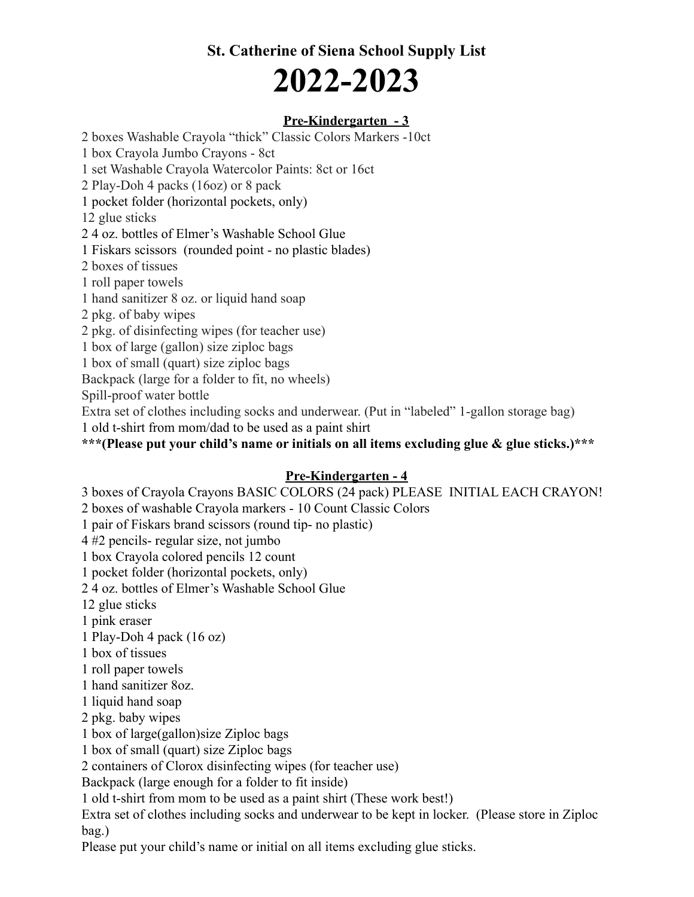# St. Catherine of Siena School Supply List

# 2022-2023

## Pre-Kindergarten - 3

2 boxes Washable Crayola "thick" Classic Colors Markers -10ct
1 box Crayola Jumbo Crayons - 8ct
1 set Washable Crayola Watercolor Paints: 8ct or 16ct
2 Play-Doh 4 packs (16oz) or 8 pack
1 pocket folder (horizontal pockets, only)
12 glue sticks
2 4 oz. bottles of Elmer's Washable School Glue
1 Fiskars scissors (rounded point - no plastic blades)
2 boxes of tissues
1 roll paper towels
1 hand sanitizer 8 oz. or liquid hand soap
2 pkg. of baby wipes
2 pkg. of disinfecting wipes (for teacher use)
1 box of large (gallon) size ziploc bags
1 box of small (quart) size ziploc bags
Backpack (large for a folder to fit, no wheels)
Spill-proof water bottle
Extra set of clothes including socks and underwear. (Put in "labeled" 1-gallon storage bag)
1 old t-shirt from mom/dad to be used as a paint shirt
**\*\*\*(Please put your child's name or initials on all items excluding glue & glue sticks.)\*\*\***

## Pre-Kindergarten - 4

3 boxes of Crayola Crayons BASIC COLORS (24 pack) PLEASE INITIAL EACH CRAYON!
2 boxes of washable Crayola markers - 10 Count Classic Colors
1 pair of Fiskars brand scissors (round tip- no plastic)
4 #2 pencils- regular size, not jumbo
1 box Crayola colored pencils 12 count
1 pocket folder (horizontal pockets, only)
2 4 oz. bottles of Elmer's Washable School Glue
12 glue sticks
1 pink eraser
1 Play-Doh 4 pack (16 oz)
1 box of tissues
1 roll paper towels
1 hand sanitizer 8oz.
1 liquid hand soap
2 pkg. baby wipes
1 box of large(gallon)size Ziploc bags
1 box of small (quart) size Ziploc bags
2 containers of Clorox disinfecting wipes (for teacher use)
Backpack (large enough for a folder to fit inside)
1 old t-shirt from mom to be used as a paint shirt (These work best!)
Extra set of clothes including socks and underwear to be kept in locker. (Please store in Ziploc bag.)
Please put your child's name or initial on all items excluding glue sticks.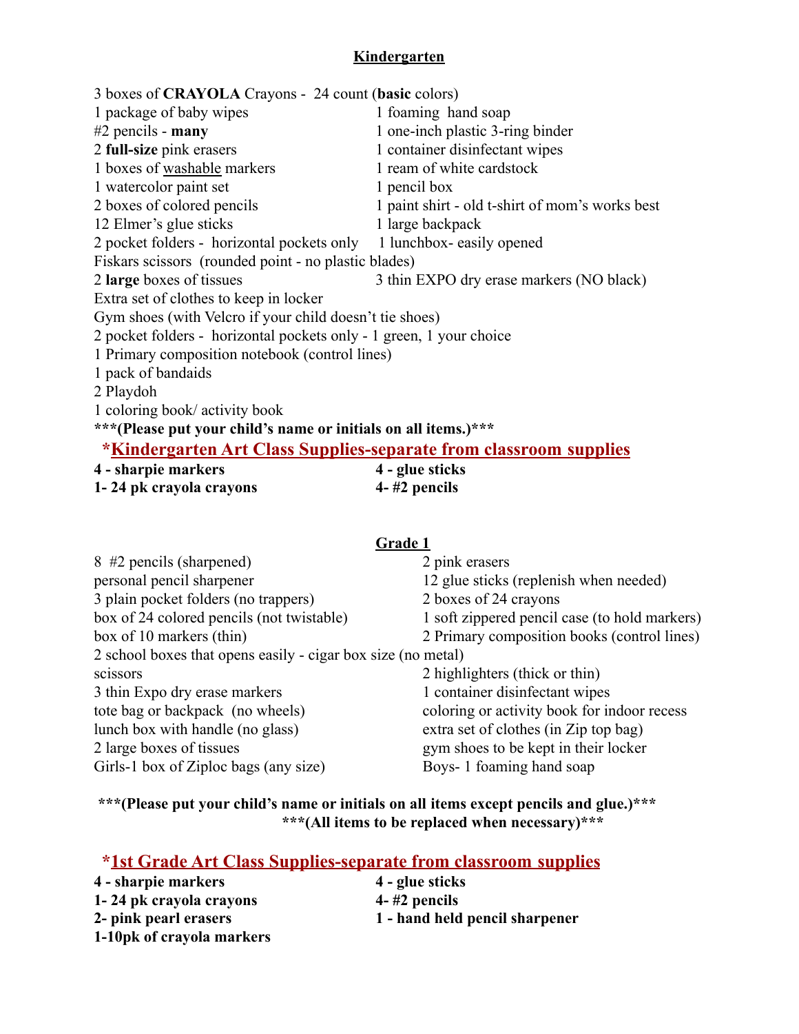## Kindergarten

3 boxes of **CRAYOLA** Crayons - 24 count (**basic** colors)
1 package of baby wipes
#2 pencils - **many**
2 **full-size** pink erasers
1 boxes of washable markers
1 watercolor paint set
2 boxes of colored pencils
12 Elmer's glue sticks
2 pocket folders - horizontal pockets only
Fiskars scissors (rounded point - no plastic blades)
2 **large** boxes of tissues
Extra set of clothes to keep in locker
Gym shoes (with Velcro if your child doesn't tie shoes)
2 pocket folders - horizontal pockets only - 1 green, 1 your choice
1 Primary composition notebook (control lines)
1 pack of bandaids
2 Playdoh
1 coloring book/ activity book
1 foaming hand soap
1 one-inch plastic 3-ring binder
1 container disinfectant wipes
1 ream of white cardstock
1 pencil box
1 paint shirt - old t-shirt of mom's works best
1 large backpack
1 lunchbox- easily opened
3 thin EXPO dry erase markers (NO black)

**\*\*\*(Please put your child's name or initials on all items.)\*\*\***

### *Kindergarten Art Class Supplies-separate from classroom supplies

**4 - sharpie markers**
**1- 24 pk crayola crayons**
**4 - glue sticks**
**4- #2 pencils**

## Grade 1

8 #2 pencils (sharpened)
personal pencil sharpener
3 plain pocket folders (no trappers)
box of 24 colored pencils (not twistable)
box of 10 markers (thin)
2 school boxes that opens easily - cigar box size (no metal)
scissors
3 thin Expo dry erase markers
tote bag or backpack (no wheels)
lunch box with handle (no glass)
2 large boxes of tissues
Girls-1 box of Ziploc bags (any size)
2 pink erasers
12 glue sticks (replenish when needed)
2 boxes of 24 crayons
1 soft zippered pencil case (to hold markers)
2 Primary composition books (control lines)
2 highlighters (thick or thin)
1 container disinfectant wipes
coloring or activity book for indoor recess
extra set of clothes (in Zip top bag)
gym shoes to be kept in their locker
Boys- 1 foaming hand soap

**\*\*\*(Please put your child's name or initials on all items except pencils and glue.)\*\*\***
**\*\*\*(All items to be replaced when necessary)\*\*\***

### *1st Grade Art Class Supplies-separate from classroom supplies

**4 - sharpie markers**
**1- 24 pk crayola crayons**
**2- pink pearl erasers**
**1-10pk of crayola markers**
**4 - glue sticks**
**4- #2 pencils**
**1 - hand held pencil sharpener**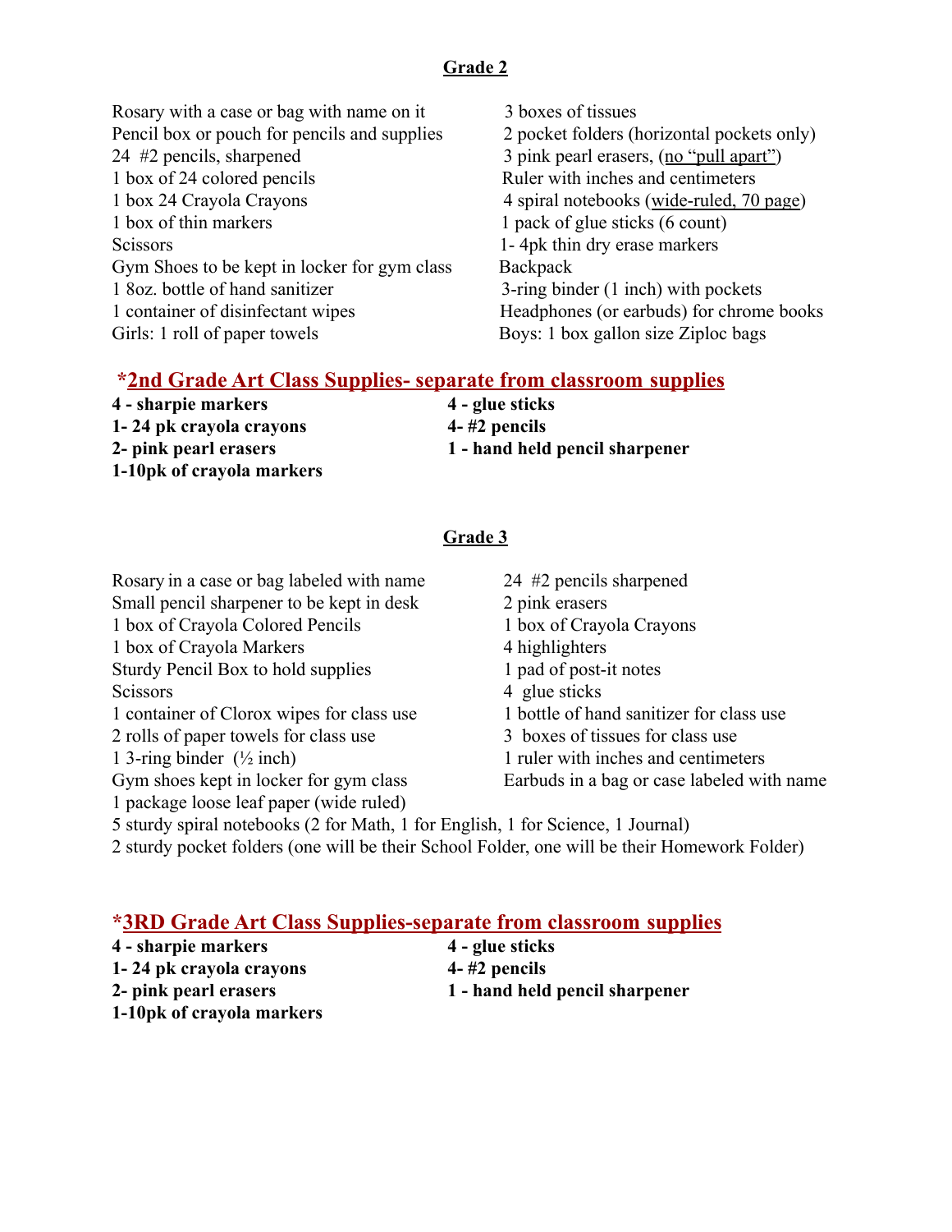## Grade 2

- Rosary with a case or bag with name on it
- Pencil box or pouch for pencils and supplies
- 24 #2 pencils, sharpened
- 1 box of 24 colored pencils
- 1 box 24 Crayola Crayons
- 1 box of thin markers
- Scissors
- Gym Shoes to be kept in locker for gym class
- 1 8oz. bottle of hand sanitizer
- 1 container of disinfectant wipes
- Girls: 1 roll of paper towels
- 3 boxes of tissues
- 2 pocket folders (horizontal pockets only)
- 3 pink pearl erasers, (no "pull apart")
- Ruler with inches and centimeters
- 4 spiral notebooks (wide-ruled, 70 page)
- 1 pack of glue sticks (6 count)
- 1- 4pk thin dry erase markers
- Backpack
- 3-ring binder (1 inch) with pockets
- Headphones (or earbuds) for chrome books
- Boys: 1 box gallon size Ziploc bags

### *2nd Grade Art Class Supplies- separate from classroom supplies

- **4 - sharpie markers**
- **1- 24 pk crayola crayons**
- **2- pink pearl erasers**
- **1-10pk of crayola markers**
- **4 - glue sticks**
- **4- #2 pencils**
- **1 - hand held pencil sharpener**

## Grade 3

- Rosary in a case or bag labeled with name
- Small pencil sharpener to be kept in desk
- 1 box of Crayola Colored Pencils
- 1 box of Crayola Markers
- Sturdy Pencil Box to hold supplies
- Scissors
- 1 container of Clorox wipes for class use
- 2 rolls of paper towels for class use
- 1 3-ring binder (½ inch)
- Gym shoes kept in locker for gym class
- 1 package loose leaf paper (wide ruled)
- 24 #2 pencils sharpened
- 2 pink erasers
- 1 box of Crayola Crayons
- 4 highlighters
- 1 pad of post-it notes
- 4 glue sticks
- 1 bottle of hand sanitizer for class use
- 3 boxes of tissues for class use
- 1 ruler with inches and centimeters
- Earbuds in a bag or case labeled with name
- 5 sturdy spiral notebooks (2 for Math, 1 for English, 1 for Science, 1 Journal)
- 2 sturdy pocket folders (one will be their School Folder, one will be their Homework Folder)

### *3RD Grade Art Class Supplies-separate from classroom supplies

- **4 - sharpie markers**
- **1- 24 pk crayola crayons**
- **2- pink pearl erasers**
- **1-10pk of crayola markers**
- **4 - glue sticks**
- **4- #2 pencils**
- **1 - hand held pencil sharpener**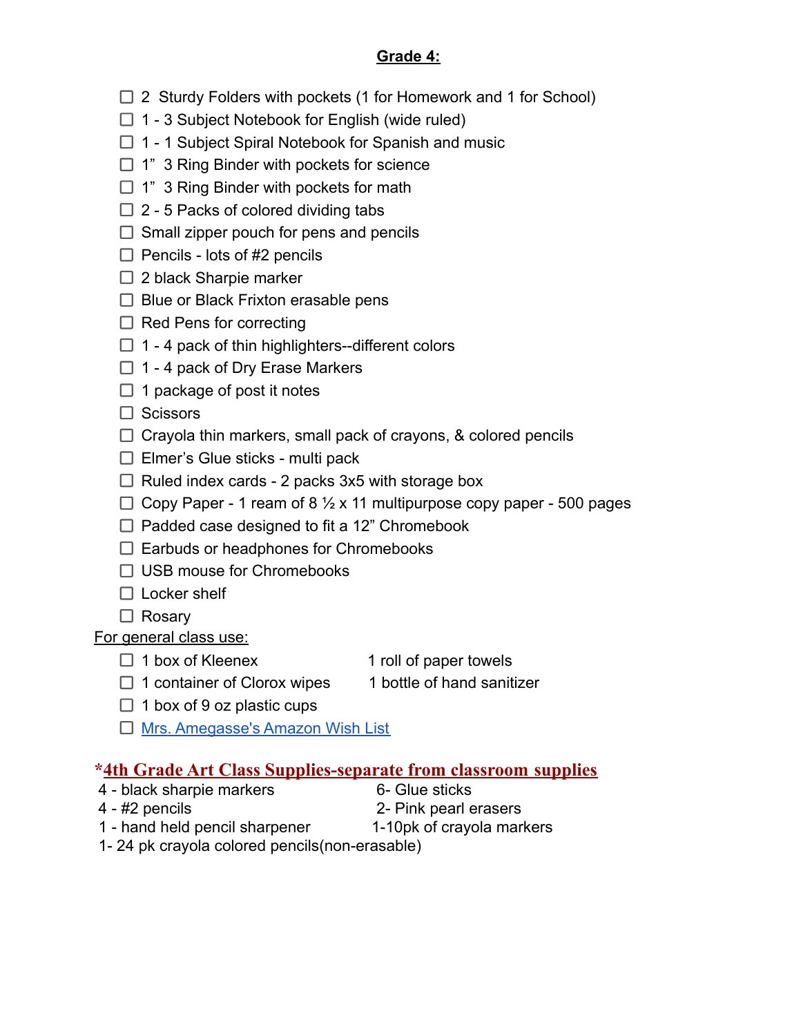## Grade 4:

- [ ] 2 Sturdy Folders with pockets (1 for Homework and 1 for School)
- [ ] 1 - 3 Subject Notebook for English (wide ruled)
- [ ] 1 - 1 Subject Spiral Notebook for Spanish and music
- [ ] 1" 3 Ring Binder with pockets for science
- [ ] 1" 3 Ring Binder with pockets for math
- [ ] 2 - 5 Packs of colored dividing tabs
- [ ] Small zipper pouch for pens and pencils
- [ ] Pencils - lots of #2 pencils
- [ ] 2 black Sharpie marker
- [ ] Blue or Black Frixton erasable pens
- [ ] Red Pens for correcting
- [ ] 1 - 4 pack of thin highlighters--different colors
- [ ] 1 - 4 pack of Dry Erase Markers
- [ ] 1 package of post it notes
- [ ] Scissors
- [ ] Crayola thin markers, small pack of crayons, & colored pencils
- [ ] Elmer's Glue sticks - multi pack
- [ ] Ruled index cards - 2 packs 3x5 with storage box
- [ ] Copy Paper - 1 ream of 8 ½ x 11 multipurpose copy paper - 500 pages
- [ ] Padded case designed to fit a 12" Chromebook
- [ ] Earbuds or headphones for Chromebooks
- [ ] USB mouse for Chromebooks
- [ ] Locker shelf
- [ ] Rosary

For general class use:

- [ ] 1 box of Kleenex
- [ ] 1 container of Clorox wipes
- [ ] 1 box of 9 oz plastic cups
- [ ] [Mrs. Amegasse's Amazon Wish List]()

1 roll of paper towels
1 bottle of hand sanitizer

### *4th Grade Art Class Supplies-separate from classroom supplies

4 - black sharpie markers
4 - #2 pencils
1 - hand held pencil sharpener
1- 24 pk crayola colored pencils(non-erasable)
6- Glue sticks
2- Pink pearl erasers
1-10pk of crayola markers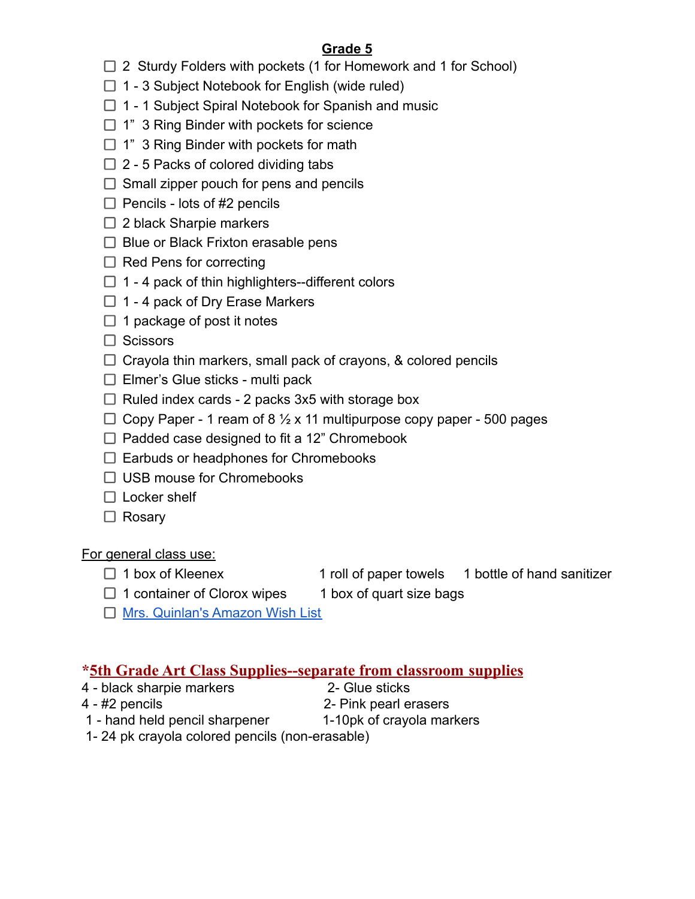## Grade 5

- ☐ 2 Sturdy Folders with pockets (1 for Homework and 1 for School)
- ☐ 1 - 3 Subject Notebook for English (wide ruled)
- ☐ 1 - 1 Subject Spiral Notebook for Spanish and music
- ☐ 1” 3 Ring Binder with pockets for science
- ☐ 1” 3 Ring Binder with pockets for math
- ☐ 2 - 5 Packs of colored dividing tabs
- ☐ Small zipper pouch for pens and pencils
- ☐ Pencils - lots of #2 pencils
- ☐ 2 black Sharpie markers
- ☐ Blue or Black Frixton erasable pens
- ☐ Red Pens for correcting
- ☐ 1 - 4 pack of thin highlighters--different colors
- ☐ 1 - 4 pack of Dry Erase Markers
- ☐ 1 package of post it notes
- ☐ Scissors
- ☐ Crayola thin markers, small pack of crayons, & colored pencils
- ☐ Elmer’s Glue sticks - multi pack
- ☐ Ruled index cards - 2 packs 3x5 with storage box
- ☐ Copy Paper - 1 ream of 8 ½ x 11 multipurpose copy paper - 500 pages
- ☐ Padded case designed to fit a 12” Chromebook
- ☐ Earbuds or headphones for Chromebooks
- ☐ USB mouse for Chromebooks
- ☐ Locker shelf
- ☐ Rosary

For general class use:

- ☐ 1 box of Kleenex — 1 roll of paper towels — 1 bottle of hand sanitizer
- ☐ 1 container of Clorox wipes — 1 box of quart size bags
- ☐ Mrs. Quinlan's Amazon Wish List

### *5th Grade Art Class Supplies--separate from classroom supplies

- 4 - black sharpie markers
- 4 - #2 pencils
- 1 - hand held pencil sharpener
- 1- 24 pk crayola colored pencils (non-erasable)
- 2- Glue sticks
- 2- Pink pearl erasers
- 1-10pk of crayola markers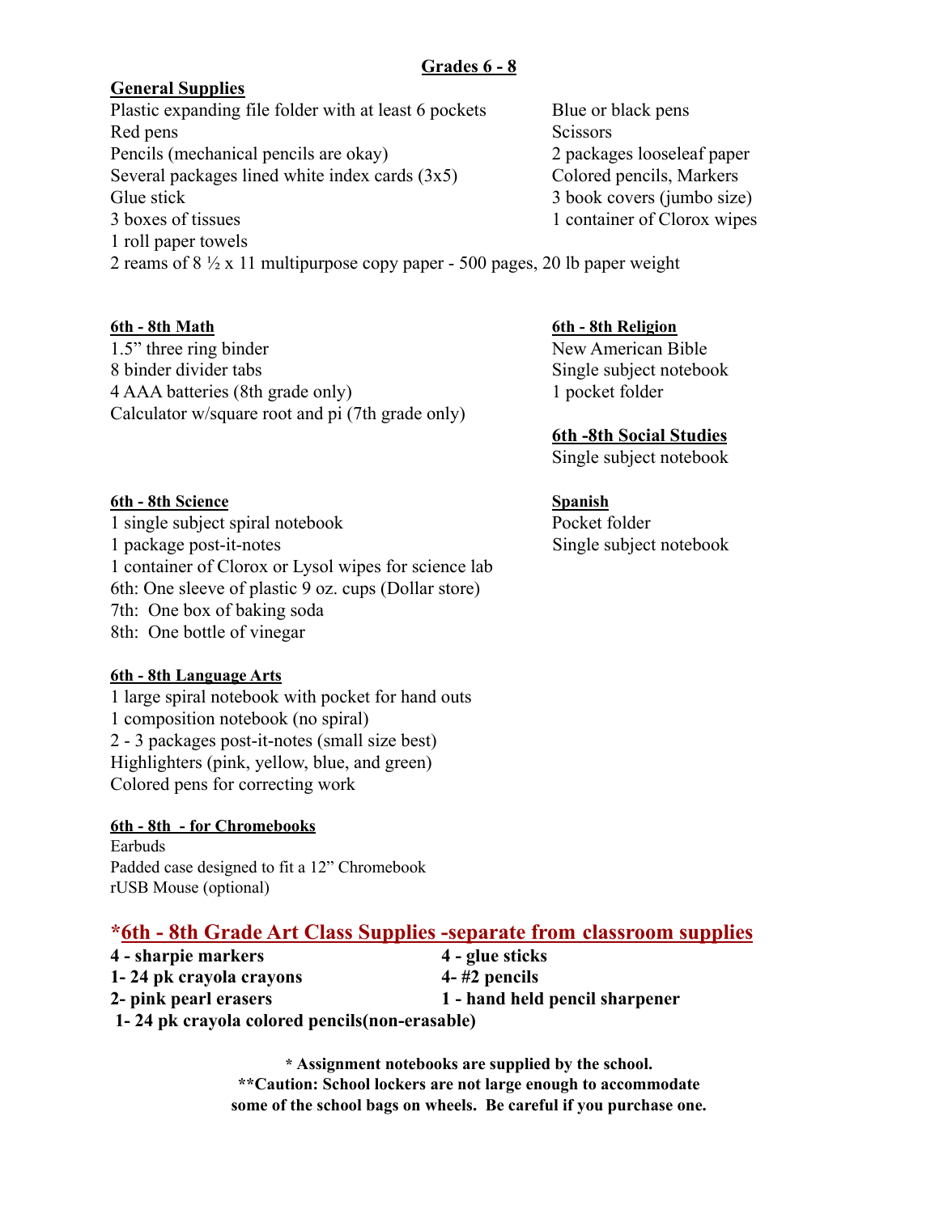## Grades 6 - 8

### General Supplies

- Plastic expanding file folder with at least 6 pockets
- Red pens
- Pencils (mechanical pencils are okay)
- Several packages lined white index cards (3x5)
- Glue stick
- 3 boxes of tissues
- 1 roll paper towels
- 2 reams of 8 ½ x 11 multipurpose copy paper - 500 pages, 20 lb paper weight
- Blue or black pens
- Scissors
- 2 packages looseleaf paper
- Colored pencils, Markers
- 3 book covers (jumbo size)
- 1 container of Clorox wipes

### 6th - 8th Math

- 1.5" three ring binder
- 8 binder divider tabs
- 4 AAA batteries (8th grade only)
- Calculator w/square root and pi (7th grade only)

### 6th - 8th Religion

- New American Bible
- Single subject notebook
- 1 pocket folder

### 6th -8th Social Studies

- Single subject notebook

### 6th - 8th Science

- 1 single subject spiral notebook
- 1 package post-it-notes
- 1 container of Clorox or Lysol wipes for science lab
- 6th: One sleeve of plastic 9 oz. cups (Dollar store)
- 7th: One box of baking soda
- 8th: One bottle of vinegar

### Spanish

- Pocket folder
- Single subject notebook

### 6th - 8th Language Arts

- 1 large spiral notebook with pocket for hand outs
- 1 composition notebook (no spiral)
- 2 - 3 packages post-it-notes (small size best)
- Highlighters (pink, yellow, blue, and green)
- Colored pens for correcting work

### 6th - 8th - for Chromebooks

- Earbuds
- Padded case designed to fit a 12" Chromebook
- rUSB Mouse (optional)

## *6th - 8th Grade Art Class Supplies -separate from classroom supplies

- **4 - sharpie markers**
- **1- 24 pk crayola crayons**
- **2- pink pearl erasers**
- **1- 24 pk crayola colored pencils(non-erasable)**
- **4 - glue sticks**
- **4- #2 pencils**
- **1 - hand held pencil sharpener**

**\* Assignment notebooks are supplied by the school.**
**\*\*Caution: School lockers are not large enough to accommodate some of the school bags on wheels. Be careful if you purchase one.**